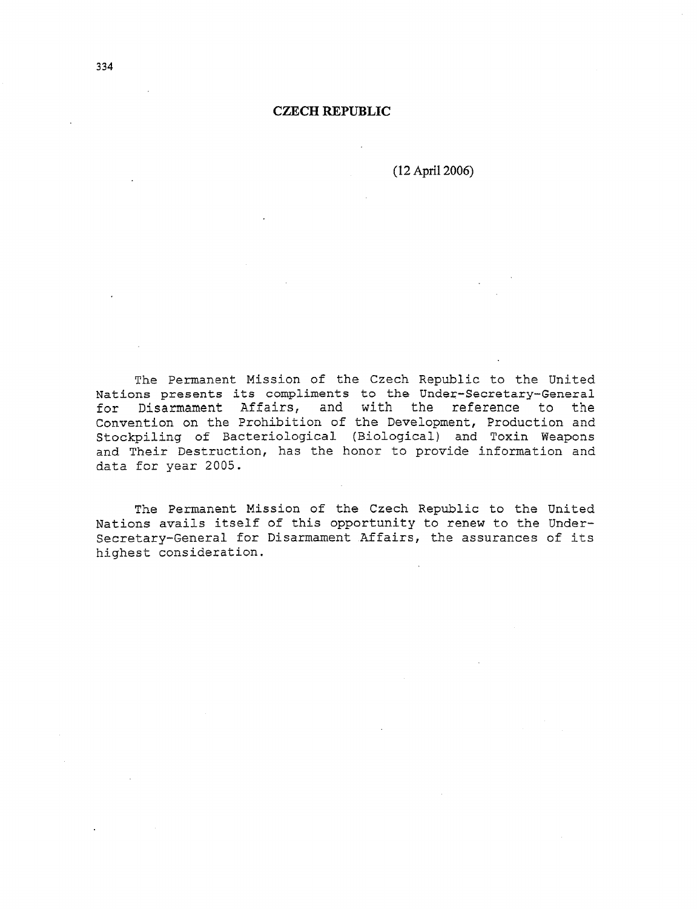# CZECH REPUBLIC

(12 April 2006)

The Permanent Mission of the Czech Republic to the United Nations presents its compliments to the Under-Secretary-General for Disarmament Affairs, and with the reference to the Convention on the Prohibition of the Development, Production and Stockpiling of Bacteriological (Biological) and Toxin Weapons and Their Destruction, has the honor to provide information and data for year 2005.

The Permanent Mission of the Czech Republic to the United Nations avails itself of this opportunity to renew to the Under-Secretary-General for Disarmament Affairs, the assurances of its highest consideration.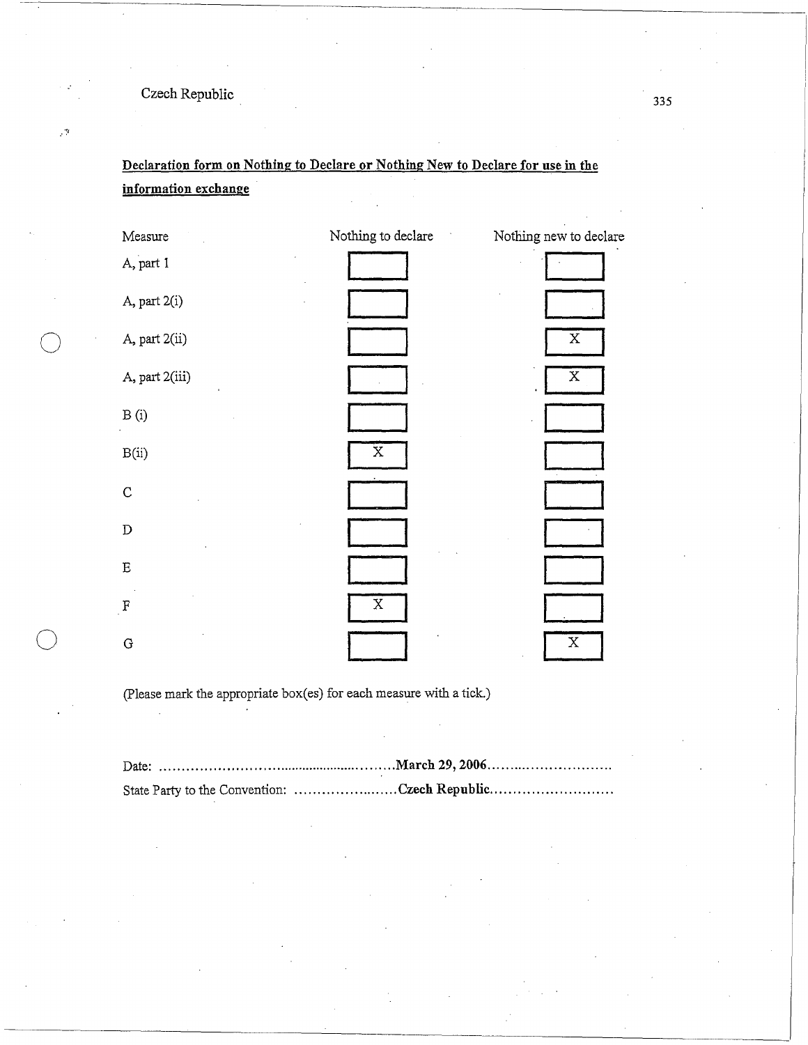**Declaration form on Nothing to Declare or Nothing New to Declare for use in the information exchange**

| Measure | Nothing to declare | Nothing new to declare |
|---|---|---|
| A, part 1 | | |
| A, part 2(i) | | |
| A, part 2(ii) | | X |
| A, part 2(iii) | | X |
| B (i) | | |
| B(ii) | X | |
| C | | |
| D | | |
| E | | |
| F | X | |
| G | | X |

(Please mark the appropriate box(es) for each measure with a tick.)

Date: ..........................................................**March 29, 2006**...............................

State Party to the Convention: .......................**Czech Republic**...........................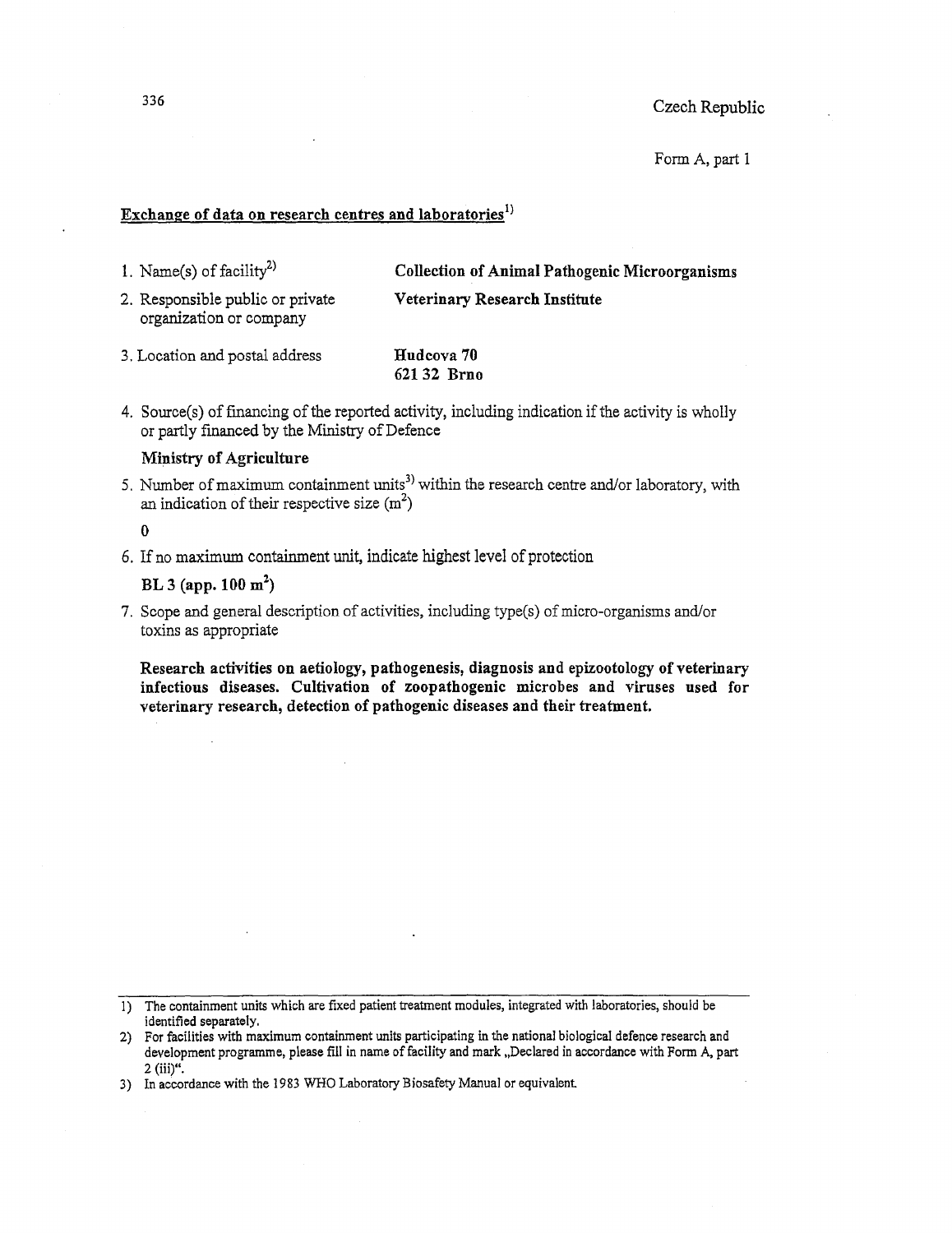Czech Republic

Form A, part 1

## Exchange of data on research centres and laboratories[1)]

1. Name(s) of facility[2)] — **Collection of Animal Pathogenic Microorganisms**

2. Responsible public or private organization or company — **Veterinary Research Institute**

3. Location and postal address — **Hudcova 70**
   **621 32 Brno**

4. Source(s) of financing of the reported activity, including indication if the activity is wholly or partly financed by the Ministry of Defence

   **Ministry of Agriculture**

5. Number of maximum containment units[3)] within the research centre and/or laboratory, with an indication of their respective size ($m^2$)

   0

6. If no maximum containment unit, indicate highest level of protection

   **BL 3 (app. 100 $m^2$)**

7. Scope and general description of activities, including type(s) of micro-organisms and/or toxins as appropriate

   **Research activities on aetiology, pathogenesis, diagnosis and epizootology of veterinary infectious diseases. Cultivation of zoopathogenic microbes and viruses used for veterinary research, detection of pathogenic diseases and their treatment.**

---

1) The containment units which are fixed patient treatment modules, integrated with laboratories, should be identified separately.

2) For facilities with maximum containment units participating in the national biological defence research and development programme, please fill in name of facility and mark „Declared in accordance with Form A, part 2 (iii)".

3) In accordance with the 1983 WHO Laboratory Biosafety Manual or equivalent.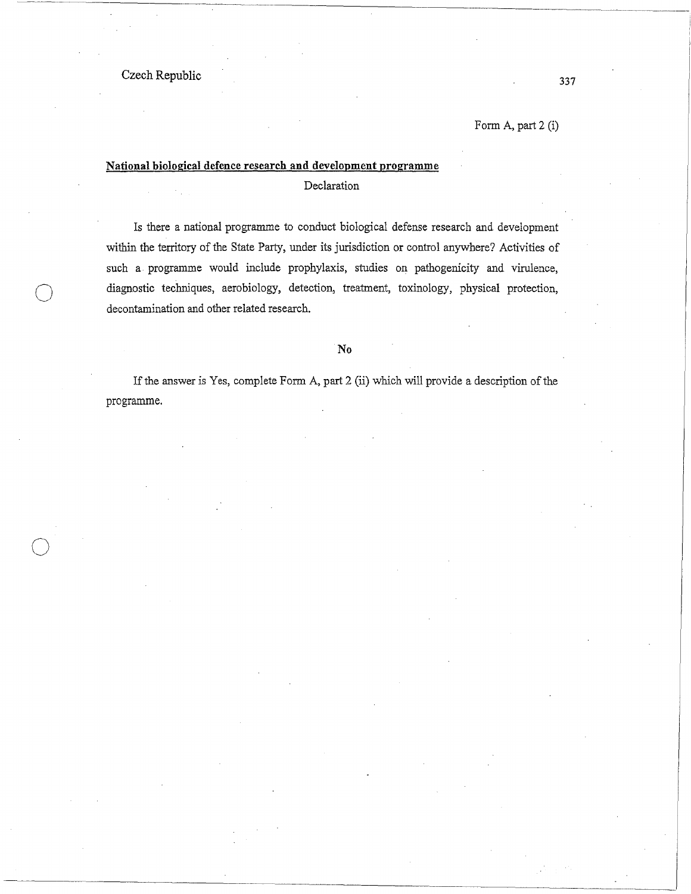Form A, part 2 (i)

## National biological defence research and development programme

Declaration

Is there a national programme to conduct biological defense research and development within the territory of the State Party, under its jurisdiction or control anywhere? Activities of such a programme would include prophylaxis, studies on pathogenicity and virulence, diagnostic techniques, aerobiology, detection, treatment, toxinology, physical protection, decontamination and other related research.

**No**

If the answer is Yes, complete Form A, part 2 (ii) which will provide a description of the programme.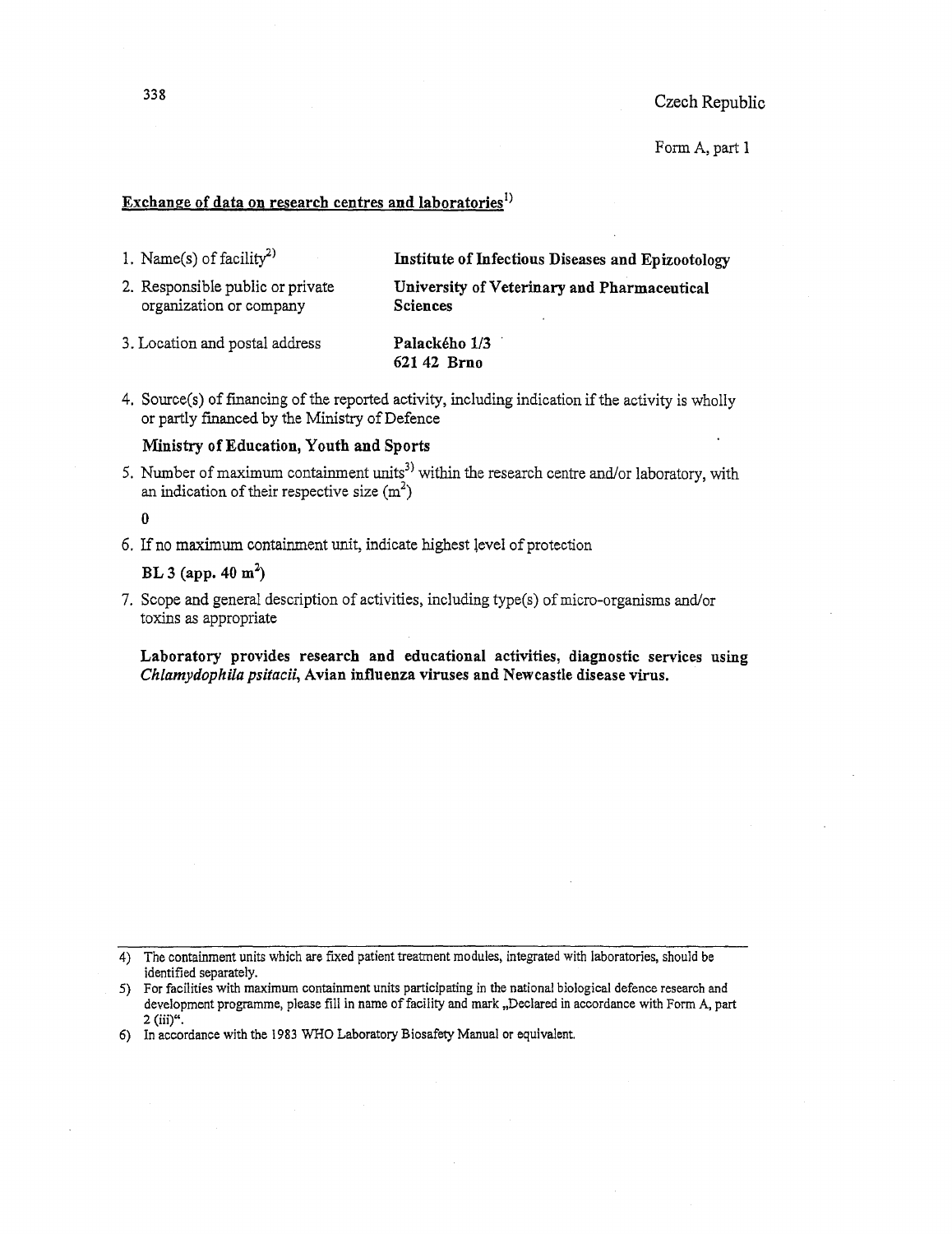Czech Republic

Form A, part 1

## Exchange of data on research centres and laboratories[1)]

1. Name(s) of facility[2)] — **Institute of Infectious Diseases and Epizootology**

2. Responsible public or private organization or company — **University of Veterinary and Pharmaceutical Sciences**

3. Location and postal address — **Palackého 1/3**
   **621 42 Brno**

4. Source(s) of financing of the reported activity, including indication if the activity is wholly or partly financed by the Ministry of Defence

   **Ministry of Education, Youth and Sports**

5. Number of maximum containment units[3)] within the research centre and/or laboratory, with an indication of their respective size ($m^2$)

   **0**

6. If no maximum containment unit, indicate highest level of protection

   **BL 3 (app. 40 $m^2$)**

7. Scope and general description of activities, including type(s) of micro-organisms and/or toxins as appropriate

   **Laboratory provides research and educational activities, diagnostic services using *Chlamydophila psitacii*, Avian influenza viruses and Newcastle disease virus.**

---

4) The containment units which are fixed patient treatment modules, integrated with laboratories, should be identified separately.

5) For facilities with maximum containment units participating in the national biological defence research and development programme, please fill in name of facility and mark „Declared in accordance with Form A, part 2 (iii)".

6) In accordance with the 1983 WHO Laboratory Biosafety Manual or equivalent.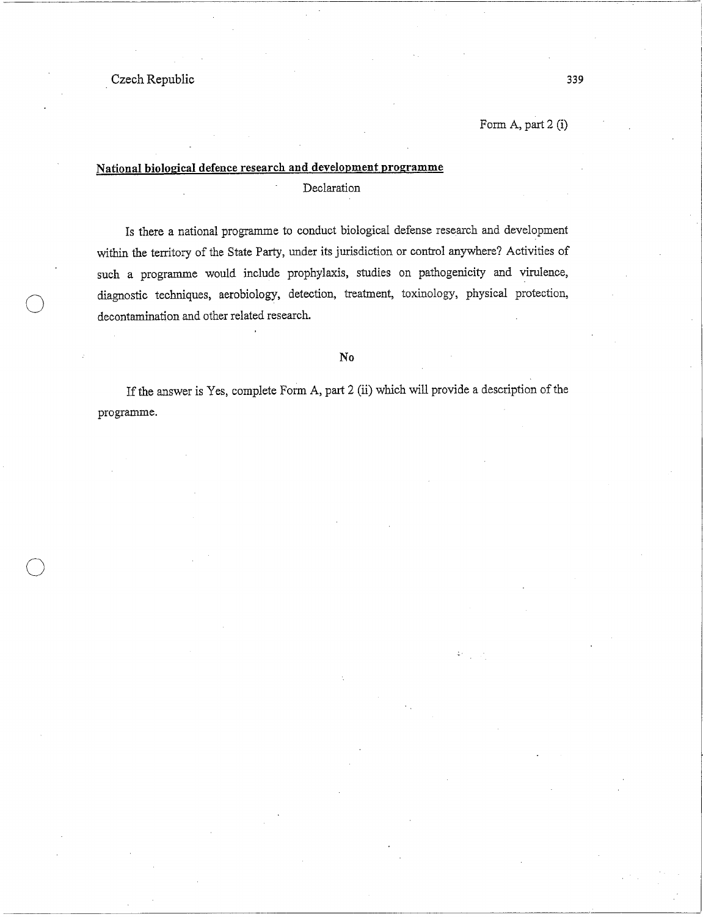Form A, part 2 (i)

## National biological defence research and development programme

Declaration

Is there a national programme to conduct biological defense research and development within the territory of the State Party, under its jurisdiction or control anywhere? Activities of such a programme would include prophylaxis, studies on pathogenicity and virulence, diagnostic techniques, aerobiology, detection, treatment, toxinology, physical protection, decontamination and other related research.

**No**

If the answer is Yes, complete Form A, part 2 (ii) which will provide a description of the programme.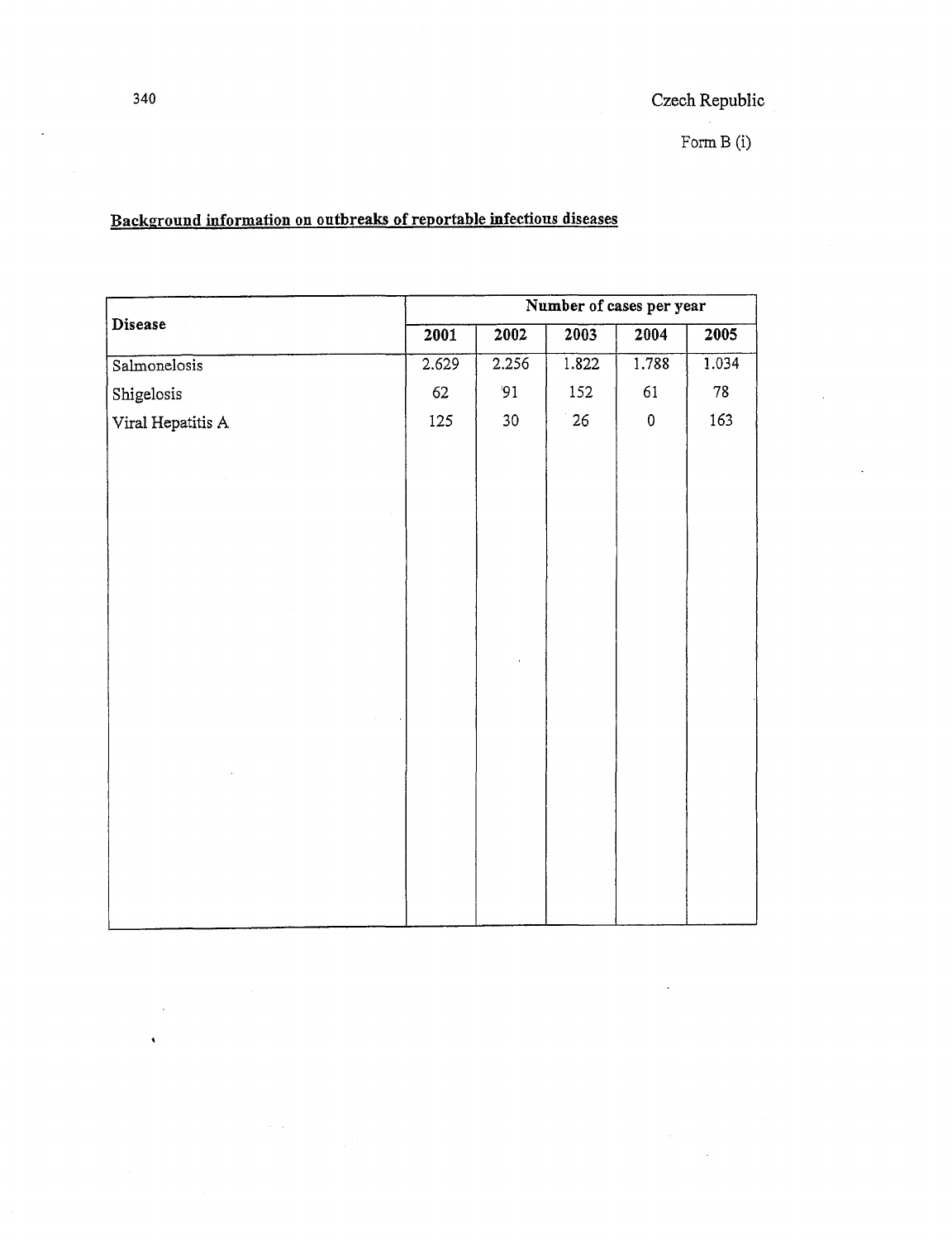Czech Republic

Form B (i)

## Background information on outbreaks of reportable infectious diseases

| Disease | Number of cases per year | | | | |
|---|---|---|---|---|---|
| | 2001 | 2002 | 2003 | 2004 | 2005 |
| Salmonelosis | 2.629 | 2.256 | 1.822 | 1.788 | 1.034 |
| Shigelosis | 62 | 91 | 152 | 61 | 78 |
| Viral Hepatitis A | 125 | 30 | 26 | 0 | 163 |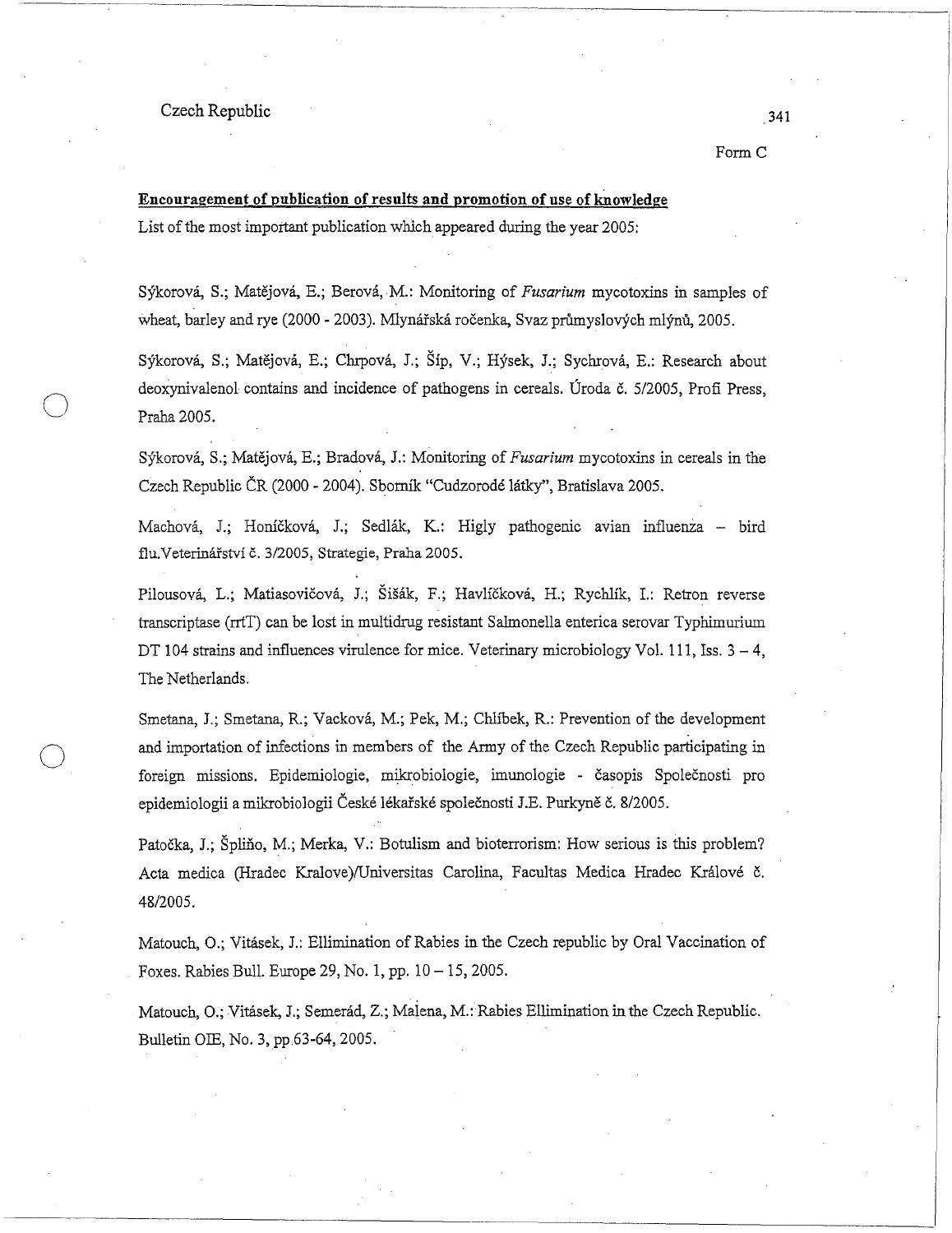Form C

**Encouragement of publication of results and promotion of use of knowledge**

List of the most important publication which appeared during the year 2005:

Sýkorová, S.; Matějová, E.; Berová, M.: Monitoring of *Fusarium* mycotoxins in samples of wheat, barley and rye (2000 - 2003). Mlynářská ročenka, Svaz průmyslových mlýnů, 2005.

Sýkorová, S.; Matějová, E.; Chrpová, J.; Šíp, V.; Hýsek, J.; Sychrová, E.: Research about deoxynivalenol contains and incidence of pathogens in cereals. Úroda č. 5/2005, Profi Press, Praha 2005.

Sýkorová, S.; Matějová, E.; Bradová, J.: Monitoring of *Fusarium* mycotoxins in cereals in the Czech Republic ČR (2000 - 2004). Sborník "Cudzorodé látky", Bratislava 2005.

Machová, J.; Honíčková, J.; Sedlák, K.: Higly pathogenic avian influenza – bird flu.Veterinářství č. 3/2005, Strategie, Praha 2005.

Pilousová, L.; Matiasovičová, J.; Šišák, F.; Havlíčková, H.; Rychlík, I.: Retron reverse transcriptase (rrtT) can be lost in multidrug resistant Salmonella enterica serovar Typhimurium DT 104 strains and influences virulence for mice. Veterinary microbiology Vol. 111, Iss. 3 – 4, The Netherlands.

Smetana, J.; Smetana, R.; Vacková, M.; Pek, M.; Chlíbek, R.: Prevention of the development and importation of infections in members of the Army of the Czech Republic participating in foreign missions. Epidemiologie, mikrobiologie, imunologie - časopis Společnosti pro epidemiologii a mikrobiologii České lékařské společnosti J.E. Purkyně č. 8/2005.

Patočka, J.; Špliňo, M.; Merka, V.: Botulism and bioterrorism: How serious is this problem? Acta medica (Hradec Kralove)/Universitas Carolina, Facultas Medica Hradec Králové č. 48/2005.

Matouch, O.; Vitásek, J.: Ellimination of Rabies in the Czech republic by Oral Vaccination of Foxes. Rabies Bull. Europe 29, No. 1, pp. 10 – 15, 2005.

Matouch, O.; Vitásek, J.; Semerád, Z.; Malena, M.: Rabies Ellimination in the Czech Republic. Bulletin OIE, No. 3, pp.63-64, 2005.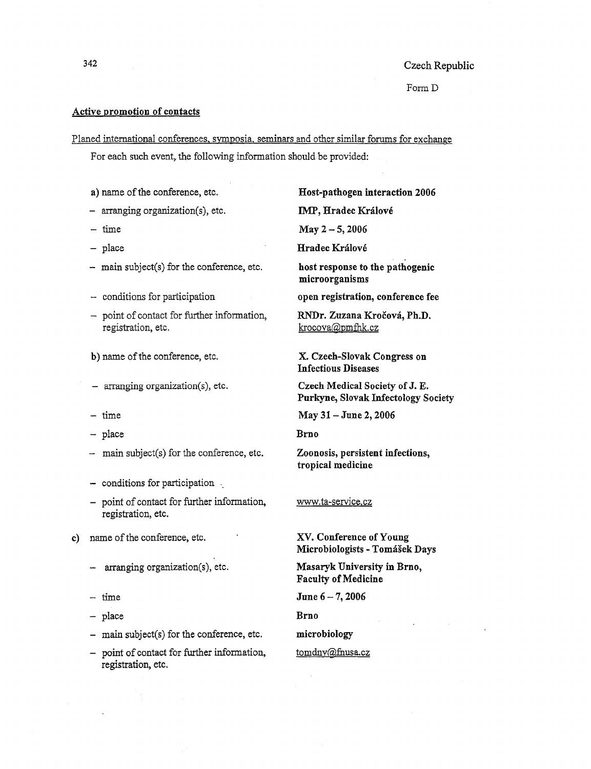Czech Republic

Form D

## Active promotion of contacts

Planed international conferences, symposia, seminars and other similar forums for exchange

For each such event, the following information should be provided:

a) name of the conference, etc. — **Host-pathogen interaction 2006**

- arranging organization(s), etc. — **IMP, Hradec Králové**
- time — **May 2 – 5, 2006**
- place — **Hradec Králové**
- main subject(s) for the conference, etc. — **host response to the pathogenic microorganisms**
- conditions for participation — **open registration, conference fee**
- point of contact for further information, registration, etc. — **RNDr. Zuzana Kročová, Ph.D.** krocova@pmfhk.cz

b) name of the conference, etc. — **X. Czech-Slovak Congress on Infectious Diseases**

- arranging organization(s), etc. — **Czech Medical Society of J. E. Purkyne, Slovak Infectology Society**
- time — **May 31 – June 2, 2006**
- place — **Brno**
- main subject(s) for the conference, etc. — **Zoonosis, persistent infections, tropical medicine**
- conditions for participation
- point of contact for further information, registration, etc. — www.ta-service.cz

c) name of the conference, etc. — **XV. Conference of Young Microbiologists - Tomášek Days**

- arranging organization(s), etc. — **Masaryk University in Brno, Faculty of Medicine**
- time — **June 6 – 7, 2006**
- place — **Brno**
- main subject(s) for the conference, etc. — **microbiology**
- point of contact for further information, registration, etc. — tomdny@fnusa.cz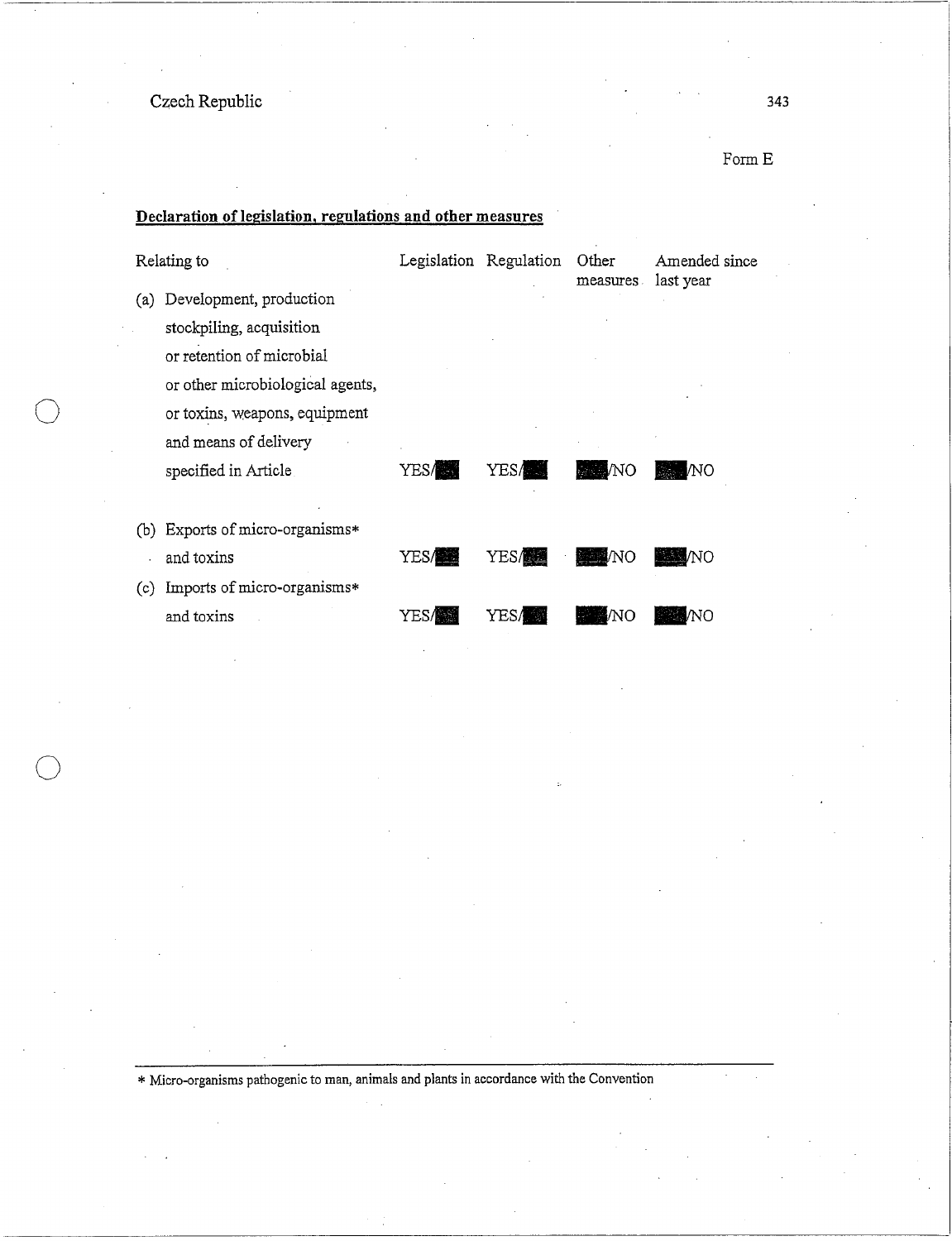Form E

**Declaration of legislation, regulations and other measures**

| Relating to | Legislation | Regulation | Other measures | Amended since last year |
|---|---|---|---|---|
| (a) Development, production stockpiling, acquisition or retention of microbial or other microbiological agents, or toxins, weapons, equipment and means of delivery specified in Article | YES/ | YES/ | /NO | /NO |
| (b) Exports of micro-organisms* and toxins | YES/ | YES/ | /NO | /NO |
| (c) Imports of micro-organisms* and toxins | YES/ | YES/ | /NO | /NO |

* Micro-organisms pathogenic to man, animals and plants in accordance with the Convention